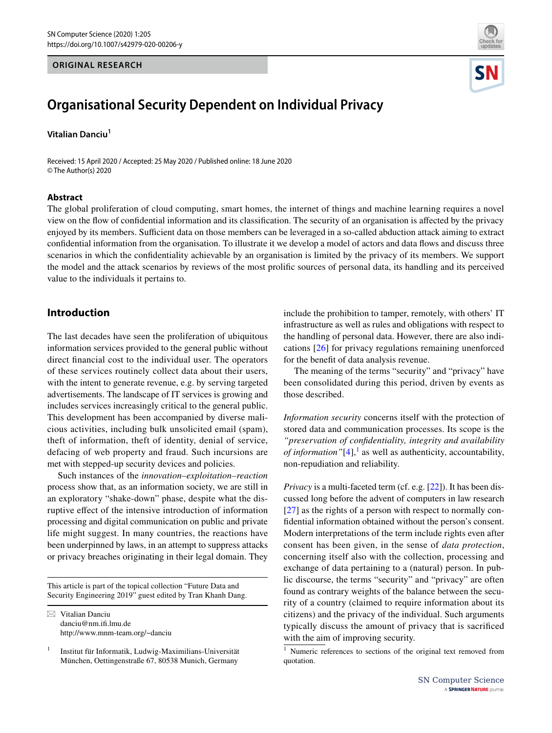ORIGINAL RESEARCH

# Organisational Security Dependent on Individual Privacy

**Vitalian Danciu**[1]

Received: 15 April 2020 / Accepted: 25 May 2020 / Published online: 18 June 2020
© The Author(s) 2020

## Abstract

The global proliferation of cloud computing, smart homes, the internet of things and machine learning requires a novel view on the flow of confidential information and its classification. The security of an organisation is affected by the privacy enjoyed by its members. Sufficient data on those members can be leveraged in a so-called abduction attack aiming to extract confidential information from the organisation. To illustrate it we develop a model of actors and data flows and discuss three scenarios in which the confidentiality achievable by an organisation is limited by the privacy of its members. We support the model and the attack scenarios by reviews of the most prolific sources of personal data, its handling and its perceived value to the individuals it pertains to.

## Introduction

The last decades have seen the proliferation of ubiquitous information services provided to the general public without direct financial cost to the individual user. The operators of these services routinely collect data about their users, with the intent to generate revenue, e.g. by serving targeted advertisements. The landscape of IT services is growing and includes services increasingly critical to the general public. This development has been accompanied by diverse malicious activities, including bulk unsolicited email (spam), theft of information, theft of identity, denial of service, defacing of web property and fraud. Such incursions are met with stepped-up security devices and policies.

Such instances of the *innovation–exploitation–reaction* process show that, as an information society, we are still in an exploratory "shake-down" phase, despite what the disruptive effect of the intensive introduction of information processing and digital communication on public and private life might suggest. In many countries, the reactions have been underpinned by laws, in an attempt to suppress attacks or privacy breaches originating in their legal domain. They include the prohibition to tamper, remotely, with others' IT infrastructure as well as rules and obligations with respect to the handling of personal data. However, there are also indications [26] for privacy regulations remaining unenforced for the benefit of data analysis revenue.

The meaning of the terms "security" and "privacy" have been consolidated during this period, driven by events as those described.

*Information security* concerns itself with the protection of stored data and communication processes. Its scope is the *"preservation of confidentiality, integrity and availability of information"*[4],[1] as well as authenticity, accountability, non-repudiation and reliability.

*Privacy* is a multi-faceted term (cf. e.g. [22]). It has been discussed long before the advent of computers in law research [27] as the rights of a person with respect to normally confidential information obtained without the person's consent. Modern interpretations of the term include rights even after consent has been given, in the sense of *data protection*, concerning itself also with the collection, processing and exchange of data pertaining to a (natural) person. In public discourse, the terms "security" and "privacy" are often found as contrary weights of the balance between the security of a country (claimed to require information about its citizens) and the privacy of the individual. Such arguments typically discuss the amount of privacy that is sacrificed with the aim of improving security.

---

This article is part of the topical collection "Future Data and Security Engineering 2019" guest edited by Tran Khanh Dang.

✉ Vitalian Danciu
danciu@nm.ifi.lmu.de
http://www.mnm-team.org/~danciu

[1] Institut für Informatik, Ludwig-Maximilians-Universität München, Oettingenstraße 67, 80538 Munich, Germany

[1] Numeric references to sections of the original text removed from quotation.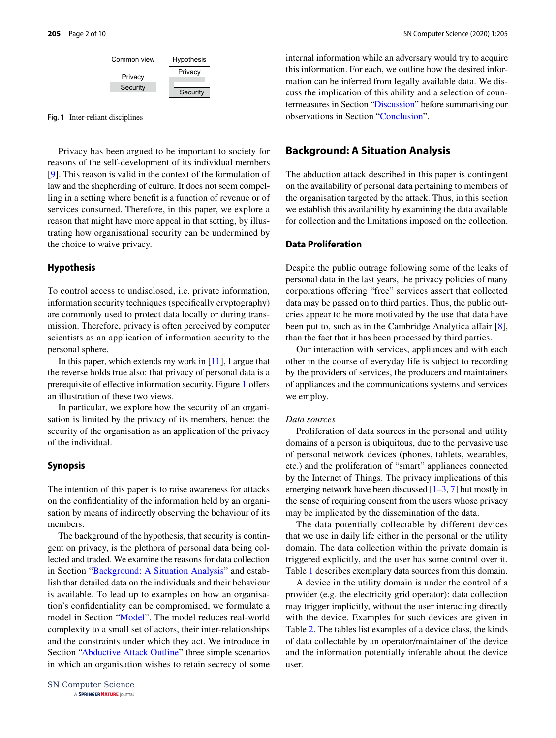Fig. 1 Inter-reliant disciplines

Privacy has been argued to be important to society for reasons of the self-development of its individual members [9]. This reason is valid in the context of the formulation of law and the shepherding of culture. It does not seem compelling in a setting where benefit is a function of revenue or of services consumed. Therefore, in this paper, we explore a reason that might have more appeal in that setting, by illustrating how organisational security can be undermined by the choice to waive privacy.

### Hypothesis

To control access to undisclosed, i.e. private information, information security techniques (specifically cryptography) are commonly used to protect data locally or during transmission. Therefore, privacy is often perceived by computer scientists as an application of information security to the personal sphere.

In this paper, which extends my work in [11], I argue that the reverse holds true also: that privacy of personal data is a prerequisite of effective information security. Figure 1 offers an illustration of these two views.

In particular, we explore how the security of an organisation is limited by the privacy of its members, hence: the security of the organisation as an application of the privacy of the individual.

### Synopsis

The intention of this paper is to raise awareness for attacks on the confidentiality of the information held by an organisation by means of indirectly observing the behaviour of its members.

The background of the hypothesis, that security is contingent on privacy, is the plethora of personal data being collected and traded. We examine the reasons for data collection in Section "Background: A Situation Analysis" and establish that detailed data on the individuals and their behaviour is available. To lead up to examples on how an organisation's confidentiality can be compromised, we formulate a model in Section "Model". The model reduces real-world complexity to a small set of actors, their inter-relationships and the constraints under which they act. We introduce in Section "Abductive Attack Outline" three simple scenarios in which an organisation wishes to retain secrecy of some internal information while an adversary would try to acquire this information. For each, we outline how the desired information can be inferred from legally available data. We discuss the implication of this ability and a selection of countermeasures in Section "Discussion" before summarising our observations in Section "Conclusion".

## Background: A Situation Analysis

The abduction attack described in this paper is contingent on the availability of personal data pertaining to members of the organisation targeted by the attack. Thus, in this section we establish this availability by examining the data available for collection and the limitations imposed on the collection.

### Data Proliferation

Despite the public outrage following some of the leaks of personal data in the last years, the privacy policies of many corporations offering "free" services assert that collected data may be passed on to third parties. Thus, the public outcries appear to be more motivated by the use that data have been put to, such as in the Cambridge Analytica affair [8], than the fact that it has been processed by third parties.

Our interaction with services, appliances and with each other in the course of everyday life is subject to recording by the providers of services, the producers and maintainers of appliances and the communications systems and services we employ.

*Data sources*

Proliferation of data sources in the personal and utility domains of a person is ubiquitous, due to the pervasive use of personal network devices (phones, tablets, wearables, etc.) and the proliferation of "smart" appliances connected by the Internet of Things. The privacy implications of this emerging network have been discussed [1–3, 7] but mostly in the sense of requiring consent from the users whose privacy may be implicated by the dissemination of the data.

The data potentially collectable by different devices that we use in daily life either in the personal or the utility domain. The data collection within the private domain is triggered explicitly, and the user has some control over it. Table 1 describes exemplary data sources from this domain.

A device in the utility domain is under the control of a provider (e.g. the electricity grid operator): data collection may trigger implicitly, without the user interacting directly with the device. Examples for such devices are given in Table 2. The tables list examples of a device class, the kinds of data collectable by an operator/maintainer of the device and the information potentially inferable about the device user.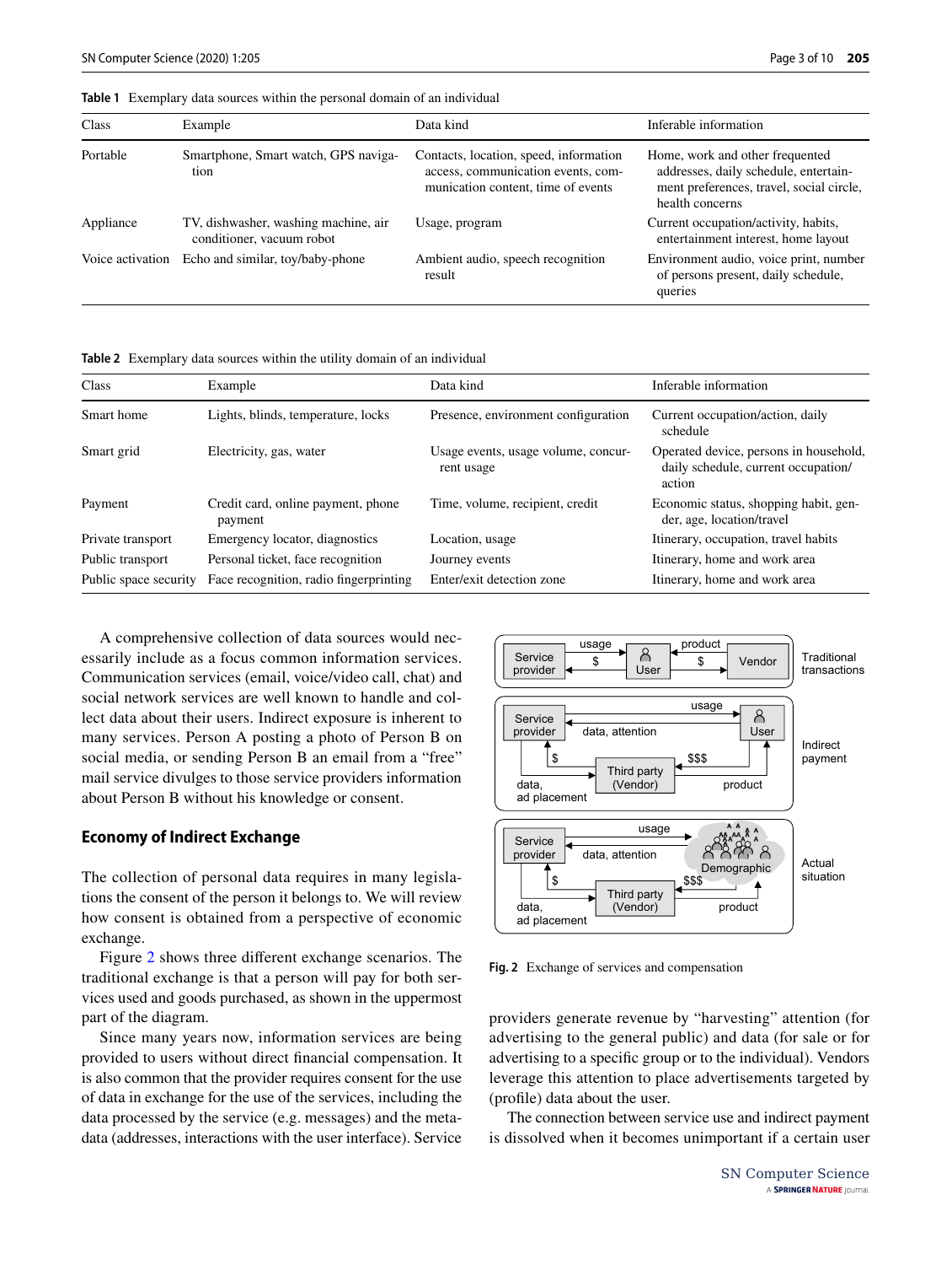**Table 1** Exemplary data sources within the personal domain of an individual

| Class | Example | Data kind | Inferable information |
|---|---|---|---|
| Portable | Smartphone, Smart watch, GPS navigation | Contacts, location, speed, information access, communication events, communication content, time of events | Home, work and other frequented addresses, daily schedule, entertainment preferences, travel, social circle, health concerns |
| Appliance | TV, dishwasher, washing machine, air conditioner, vacuum robot | Usage, program | Current occupation/activity, habits, entertainment interest, home layout |
| Voice activation | Echo and similar, toy/baby-phone | Ambient audio, speech recognition result | Environment audio, voice print, number of persons present, daily schedule, queries |

**Table 2** Exemplary data sources within the utility domain of an individual

| Class | Example | Data kind | Inferable information |
|---|---|---|---|
| Smart home | Lights, blinds, temperature, locks | Presence, environment configuration | Current occupation/action, daily schedule |
| Smart grid | Electricity, gas, water | Usage events, usage volume, concurrent usage | Operated device, persons in household, daily schedule, current occupation/action |
| Payment | Credit card, online payment, phone payment | Time, volume, recipient, credit | Economic status, shopping habit, gender, age, location/travel |
| Private transport | Emergency locator, diagnostics | Location, usage | Itinerary, occupation, travel habits |
| Public transport | Personal ticket, face recognition | Journey events | Itinerary, home and work area |
| Public space security | Face recognition, radio fingerprinting | Enter/exit detection zone | Itinerary, home and work area |

A comprehensive collection of data sources would necessarily include as a focus common information services. Communication services (email, voice/video call, chat) and social network services are well known to handle and collect data about their users. Indirect exposure is inherent to many services. Person A posting a photo of Person B on social media, or sending Person B an email from a "free" mail service divulges to those service providers information about Person B without his knowledge or consent.

## Economy of Indirect Exchange

The collection of personal data requires in many legislations the consent of the person it belongs to. We will review how consent is obtained from a perspective of economic exchange.

Figure 2 shows three different exchange scenarios. The traditional exchange is that a person will pay for both services used and goods purchased, as shown in the uppermost part of the diagram.

Since many years now, information services are being provided to users without direct financial compensation. It is also common that the provider requires consent for the use of data in exchange for the use of the services, including the data processed by the service (e.g. messages) and the metadata (addresses, interactions with the user interface). Service providers generate revenue by "harvesting" attention (for advertising to the general public) and data (for sale or for advertising to a specific group or to the individual). Vendors leverage this attention to place advertisements targeted by (profile) data about the user.

**Fig. 2** Exchange of services and compensation

The connection between service use and indirect payment is dissolved when it becomes unimportant if a certain user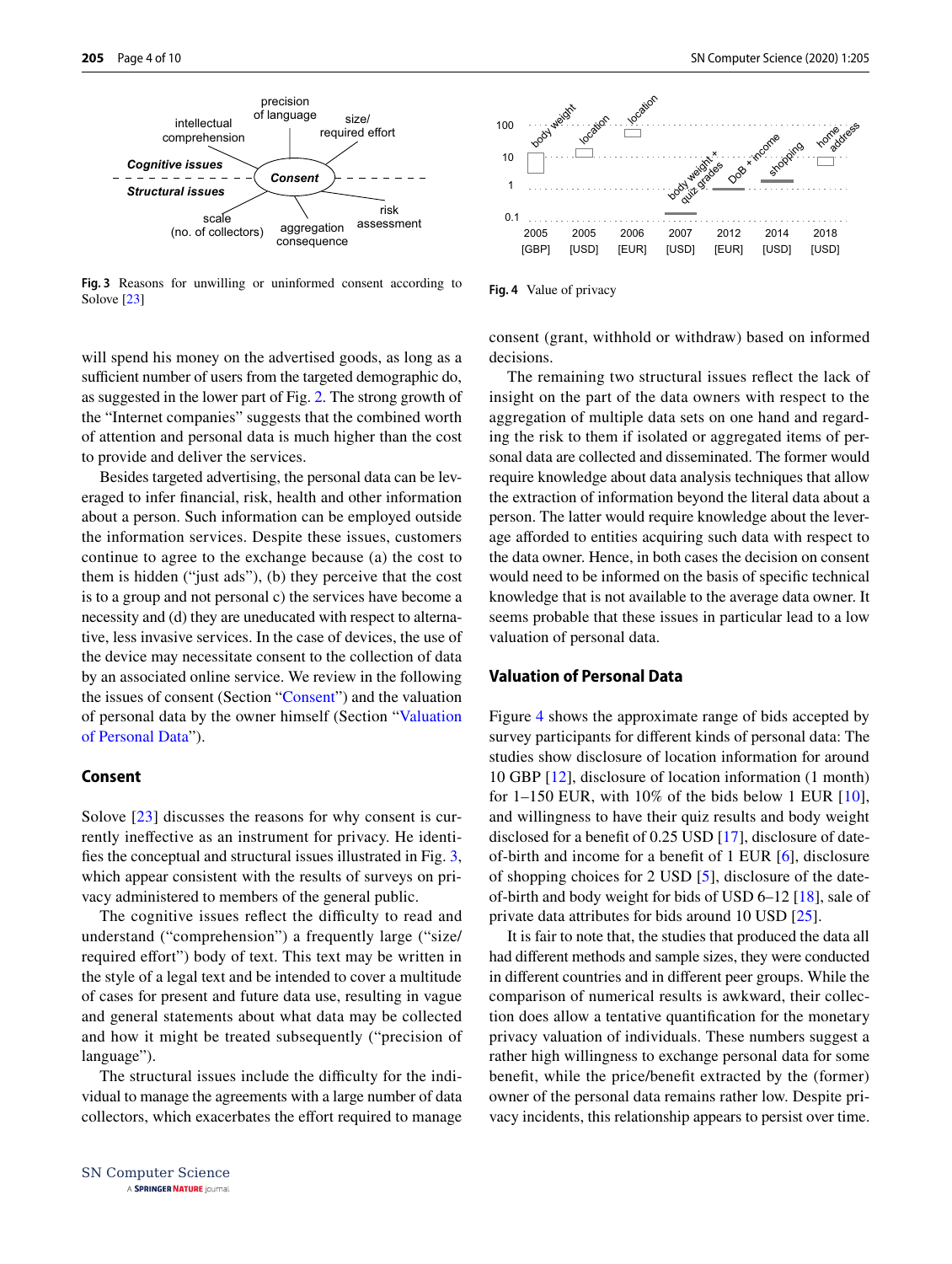Fig. 3 Reasons for unwilling or uninformed consent according to Solove [23]

Fig. 4 Value of privacy

will spend his money on the advertised goods, as long as a sufficient number of users from the targeted demographic do, as suggested in the lower part of Fig. 2. The strong growth of the "Internet companies" suggests that the combined worth of attention and personal data is much higher than the cost to provide and deliver the services.

Besides targeted advertising, the personal data can be leveraged to infer financial, risk, health and other information about a person. Such information can be employed outside the information services. Despite these issues, customers continue to agree to the exchange because (a) the cost to them is hidden ("just ads"), (b) they perceive that the cost is to a group and not personal c) the services have become a necessity and (d) they are uneducated with respect to alternative, less invasive services. In the case of devices, the use of the device may necessitate consent to the collection of data by an associated online service. We review in the following the issues of consent (Section "Consent") and the valuation of personal data by the owner himself (Section "Valuation of Personal Data").

## Consent

Solove [23] discusses the reasons for why consent is currently ineffective as an instrument for privacy. He identifies the conceptual and structural issues illustrated in Fig. 3, which appear consistent with the results of surveys on privacy administered to members of the general public.

The cognitive issues reflect the difficulty to read and understand ("comprehension") a frequently large ("size/required effort") body of text. This text may be written in the style of a legal text and be intended to cover a multitude of cases for present and future data use, resulting in vague and general statements about what data may be collected and how it might be treated subsequently ("precision of language").

The structural issues include the difficulty for the individual to manage the agreements with a large number of data collectors, which exacerbates the effort required to manage consent (grant, withhold or withdraw) based on informed decisions.

The remaining two structural issues reflect the lack of insight on the part of the data owners with respect to the aggregation of multiple data sets on one hand and regarding the risk to them if isolated or aggregated items of personal data are collected and disseminated. The former would require knowledge about data analysis techniques that allow the extraction of information beyond the literal data about a person. The latter would require knowledge about the leverage afforded to entities acquiring such data with respect to the data owner. Hence, in both cases the decision on consent would need to be informed on the basis of specific technical knowledge that is not available to the average data owner. It seems probable that these issues in particular lead to a low valuation of personal data.

## Valuation of Personal Data

Figure 4 shows the approximate range of bids accepted by survey participants for different kinds of personal data: The studies show disclosure of location information for around 10 GBP [12], disclosure of location information (1 month) for 1–150 EUR, with 10% of the bids below 1 EUR [10], and willingness to have their quiz results and body weight disclosed for a benefit of 0.25 USD [17], disclosure of date-of-birth and income for a benefit of 1 EUR [6], disclosure of shopping choices for 2 USD [5], disclosure of the date-of-birth and body weight for bids of USD 6–12 [18], sale of private data attributes for bids around 10 USD [25].

It is fair to note that, the studies that produced the data all had different methods and sample sizes, they were conducted in different countries and in different peer groups. While the comparison of numerical results is awkward, their collection does allow a tentative quantification for the monetary privacy valuation of individuals. These numbers suggest a rather high willingness to exchange personal data for some benefit, while the price/benefit extracted by the (former) owner of the personal data remains rather low. Despite privacy incidents, this relationship appears to persist over time.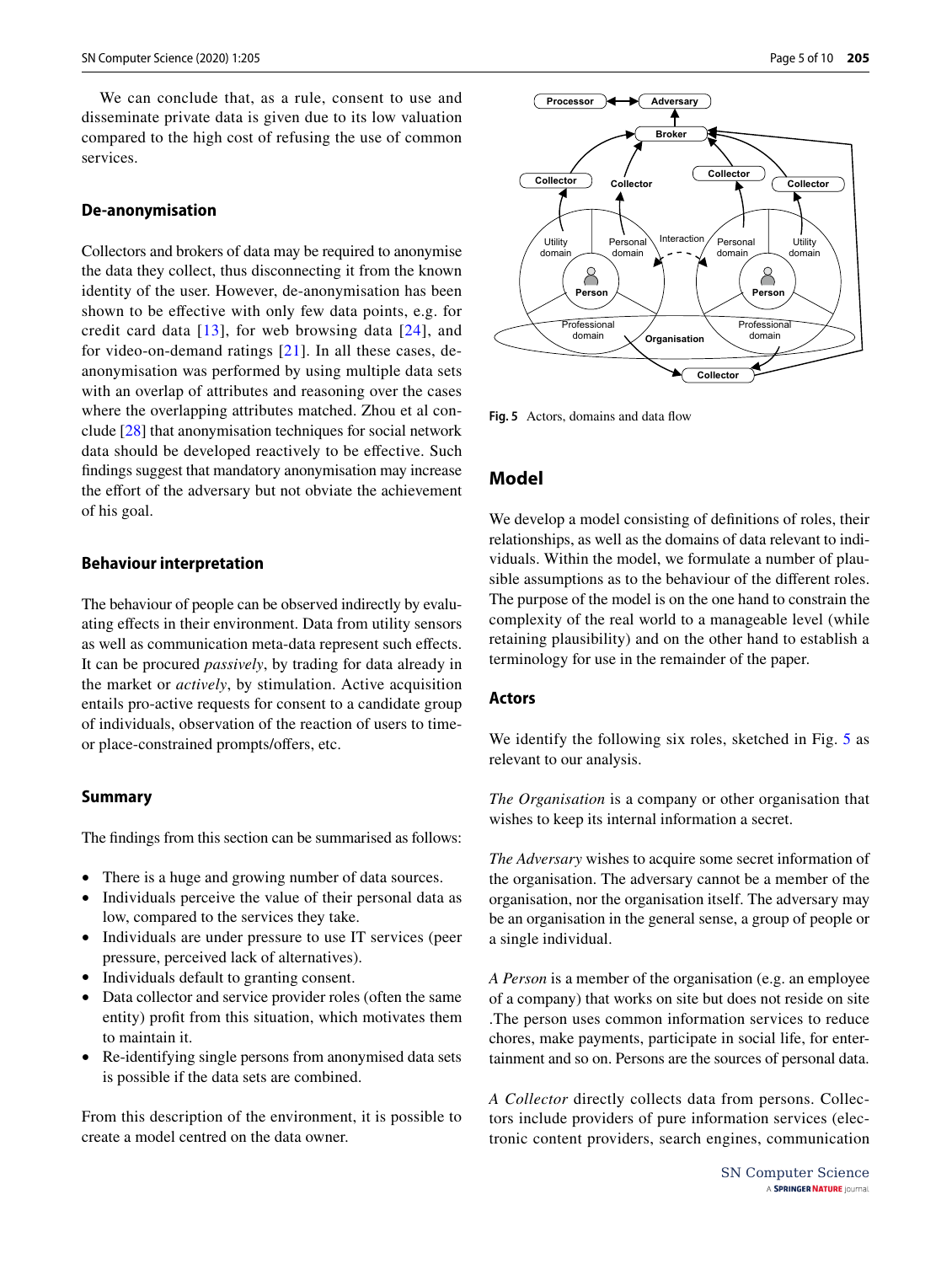We can conclude that, as a rule, consent to use and disseminate private data is given due to its low valuation compared to the high cost of refusing the use of common services.

### De-anonymisation

Collectors and brokers of data may be required to anonymise the data they collect, thus disconnecting it from the known identity of the user. However, de-anonymisation has been shown to be effective with only few data points, e.g. for credit card data [13], for web browsing data [24], and for video-on-demand ratings [21]. In all these cases, de-anonymisation was performed by using multiple data sets with an overlap of attributes and reasoning over the cases where the overlapping attributes matched. Zhou et al conclude [28] that anonymisation techniques for social network data should be developed reactively to be effective. Such findings suggest that mandatory anonymisation may increase the effort of the adversary but not obviate the achievement of his goal.

### Behaviour interpretation

The behaviour of people can be observed indirectly by evaluating effects in their environment. Data from utility sensors as well as communication meta-data represent such effects. It can be procured *passively*, by trading for data already in the market or *actively*, by stimulation. Active acquisition entails pro-active requests for consent to a candidate group of individuals, observation of the reaction of users to time- or place-constrained prompts/offers, etc.

### Summary

The findings from this section can be summarised as follows:

- There is a huge and growing number of data sources.
- Individuals perceive the value of their personal data as low, compared to the services they take.
- Individuals are under pressure to use IT services (peer pressure, perceived lack of alternatives).
- Individuals default to granting consent.
- Data collector and service provider roles (often the same entity) profit from this situation, which motivates them to maintain it.
- Re-identifying single persons from anonymised data sets is possible if the data sets are combined.

From this description of the environment, it is possible to create a model centred on the data owner.

Fig. 5 Actors, domains and data flow

## Model

We develop a model consisting of definitions of roles, their relationships, as well as the domains of data relevant to individuals. Within the model, we formulate a number of plausible assumptions as to the behaviour of the different roles. The purpose of the model is on the one hand to constrain the complexity of the real world to a manageable level (while retaining plausibility) and on the other hand to establish a terminology for use in the remainder of the paper.

### Actors

We identify the following six roles, sketched in Fig. 5 as relevant to our analysis.

*The Organisation* is a company or other organisation that wishes to keep its internal information a secret.

*The Adversary* wishes to acquire some secret information of the organisation. The adversary cannot be a member of the organisation, nor the organisation itself. The adversary may be an organisation in the general sense, a group of people or a single individual.

*A Person* is a member of the organisation (e.g. an employee of a company) that works on site but does not reside on site .The person uses common information services to reduce chores, make payments, participate in social life, for entertainment and so on. Persons are the sources of personal data.

*A Collector* directly collects data from persons. Collectors include providers of pure information services (electronic content providers, search engines, communication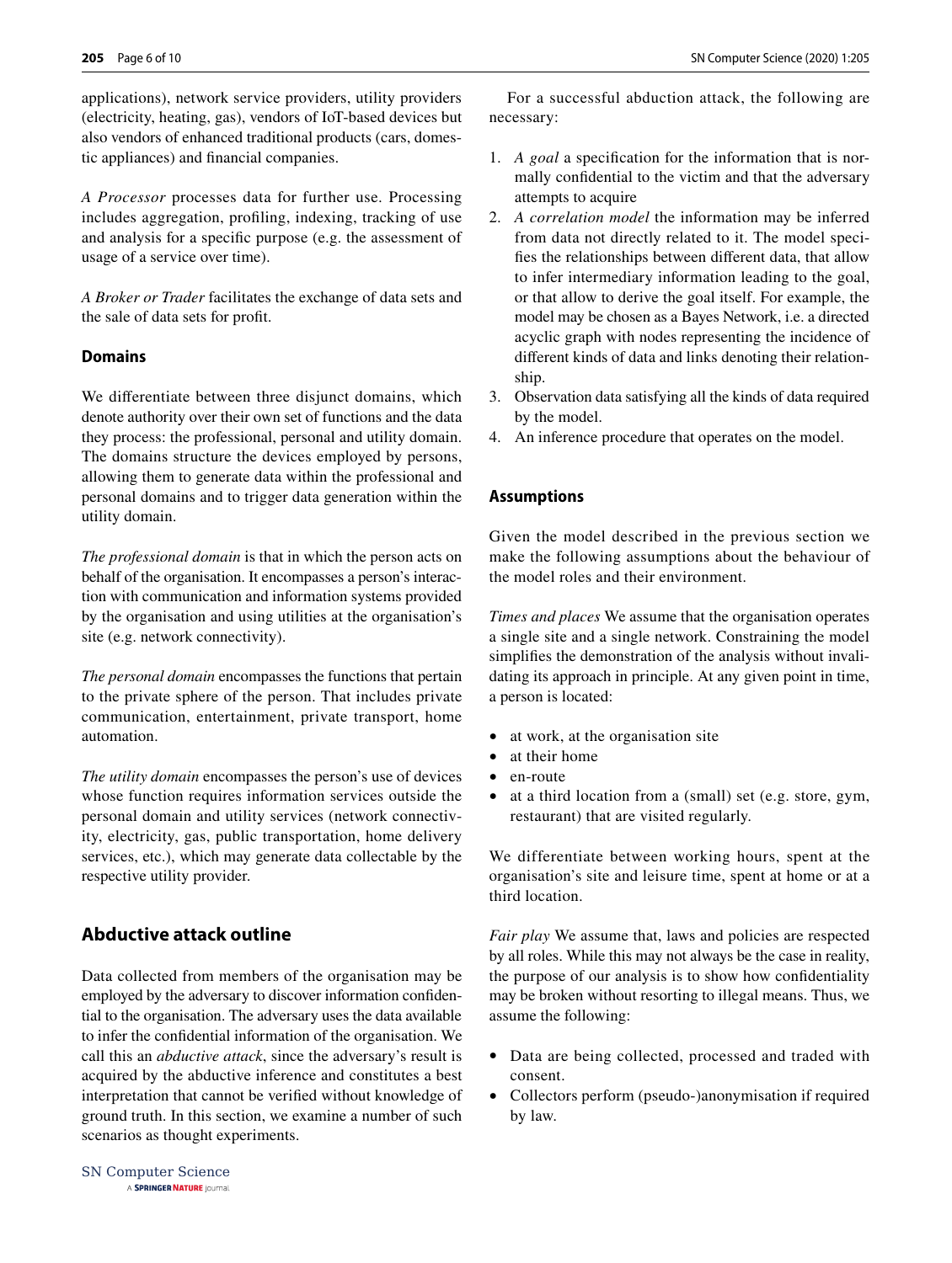applications), network service providers, utility providers (electricity, heating, gas), vendors of IoT-based devices but also vendors of enhanced traditional products (cars, domestic appliances) and financial companies.

*A Processor* processes data for further use. Processing includes aggregation, profiling, indexing, tracking of use and analysis for a specific purpose (e.g. the assessment of usage of a service over time).

*A Broker or Trader* facilitates the exchange of data sets and the sale of data sets for profit.

### Domains

We differentiate between three disjunct domains, which denote authority over their own set of functions and the data they process: the professional, personal and utility domain. The domains structure the devices employed by persons, allowing them to generate data within the professional and personal domains and to trigger data generation within the utility domain.

*The professional domain* is that in which the person acts on behalf of the organisation. It encompasses a person's interaction with communication and information systems provided by the organisation and using utilities at the organisation's site (e.g. network connectivity).

*The personal domain* encompasses the functions that pertain to the private sphere of the person. That includes private communication, entertainment, private transport, home automation.

*The utility domain* encompasses the person's use of devices whose function requires information services outside the personal domain and utility services (network connectivity, electricity, gas, public transportation, home delivery services, etc.), which may generate data collectable by the respective utility provider.

## Abductive attack outline

Data collected from members of the organisation may be employed by the adversary to discover information confidential to the organisation. The adversary uses the data available to infer the confidential information of the organisation. We call this an *abductive attack*, since the adversary's result is acquired by the abductive inference and constitutes a best interpretation that cannot be verified without knowledge of ground truth. In this section, we examine a number of such scenarios as thought experiments.

For a successful abduction attack, the following are necessary:

1. *A goal* a specification for the information that is normally confidential to the victim and that the adversary attempts to acquire
2. *A correlation model* the information may be inferred from data not directly related to it. The model specifies the relationships between different data, that allow to infer intermediary information leading to the goal, or that allow to derive the goal itself. For example, the model may be chosen as a Bayes Network, i.e. a directed acyclic graph with nodes representing the incidence of different kinds of data and links denoting their relationship.
3. Observation data satisfying all the kinds of data required by the model.
4. An inference procedure that operates on the model.

### Assumptions

Given the model described in the previous section we make the following assumptions about the behaviour of the model roles and their environment.

*Times and places* We assume that the organisation operates a single site and a single network. Constraining the model simplifies the demonstration of the analysis without invalidating its approach in principle. At any given point in time, a person is located:

- at work, at the organisation site
- at their home
- en-route
- at a third location from a (small) set (e.g. store, gym, restaurant) that are visited regularly.

We differentiate between working hours, spent at the organisation's site and leisure time, spent at home or at a third location.

*Fair play* We assume that, laws and policies are respected by all roles. While this may not always be the case in reality, the purpose of our analysis is to show how confidentiality may be broken without resorting to illegal means. Thus, we assume the following:

- Data are being collected, processed and traded with consent.
- Collectors perform (pseudo-)anonymisation if required by law.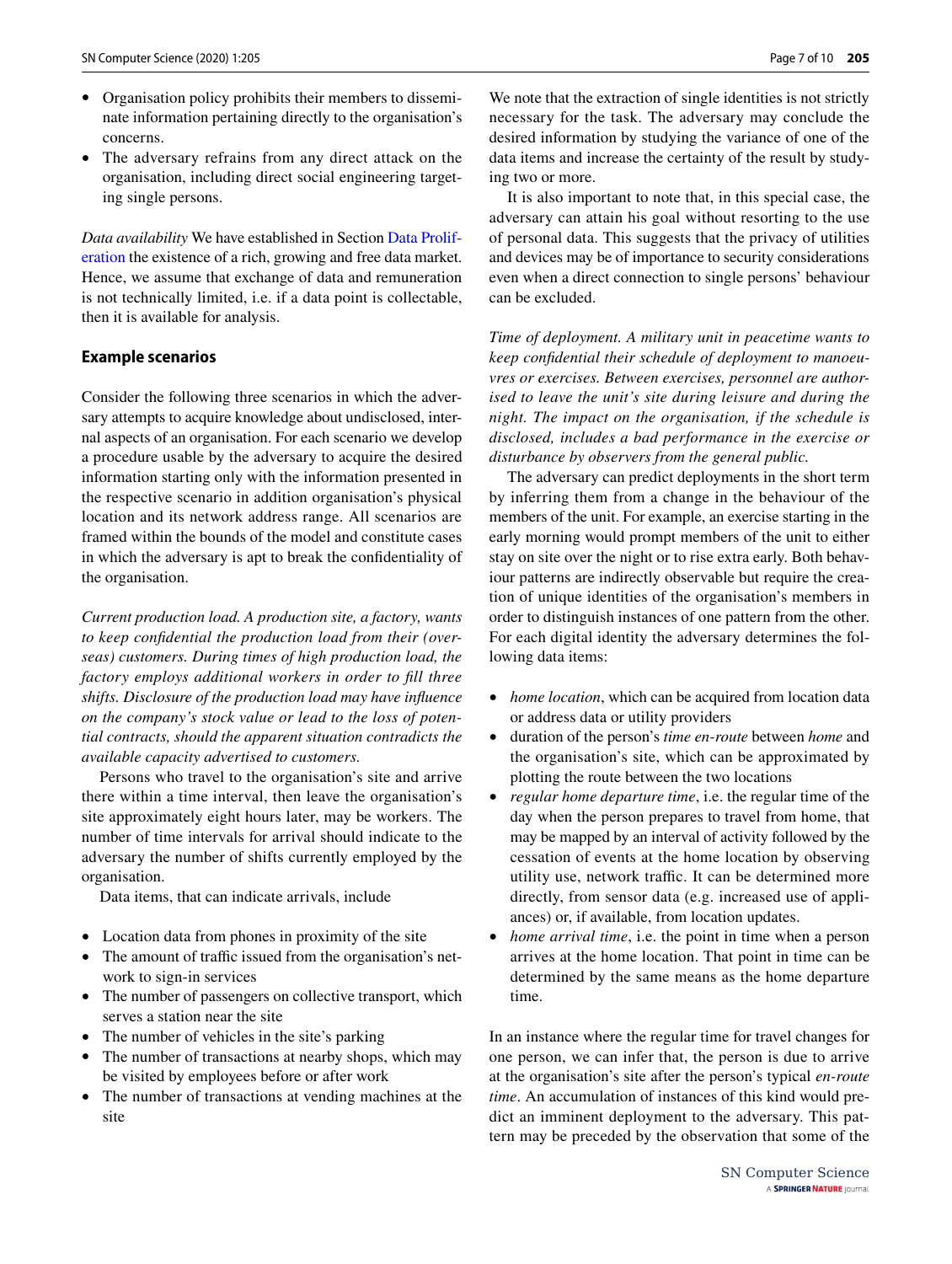- Organisation policy prohibits their members to disseminate information pertaining directly to the organisation's concerns.
- The adversary refrains from any direct attack on the organisation, including direct social engineering targeting single persons.

*Data availability* We have established in Section Data Proliferation the existence of a rich, growing and free data market. Hence, we assume that exchange of data and remuneration is not technically limited, i.e. if a data point is collectable, then it is available for analysis.

## Example scenarios

Consider the following three scenarios in which the adversary attempts to acquire knowledge about undisclosed, internal aspects of an organisation. For each scenario we develop a procedure usable by the adversary to acquire the desired information starting only with the information presented in the respective scenario in addition organisation's physical location and its network address range. All scenarios are framed within the bounds of the model and constitute cases in which the adversary is apt to break the confidentiality of the organisation.

*Current production load. A production site, a factory, wants to keep confidential the production load from their (overseas) customers. During times of high production load, the factory employs additional workers in order to fill three shifts. Disclosure of the production load may have influence on the company's stock value or lead to the loss of potential contracts, should the apparent situation contradicts the available capacity advertised to customers.*

Persons who travel to the organisation's site and arrive there within a time interval, then leave the organisation's site approximately eight hours later, may be workers. The number of time intervals for arrival should indicate to the adversary the number of shifts currently employed by the organisation.

Data items, that can indicate arrivals, include

- Location data from phones in proximity of the site
- The amount of traffic issued from the organisation's network to sign-in services
- The number of passengers on collective transport, which serves a station near the site
- The number of vehicles in the site's parking
- The number of transactions at nearby shops, which may be visited by employees before or after work
- The number of transactions at vending machines at the site

We note that the extraction of single identities is not strictly necessary for the task. The adversary may conclude the desired information by studying the variance of one of the data items and increase the certainty of the result by studying two or more.

It is also important to note that, in this special case, the adversary can attain his goal without resorting to the use of personal data. This suggests that the privacy of utilities and devices may be of importance to security considerations even when a direct connection to single persons' behaviour can be excluded.

*Time of deployment. A military unit in peacetime wants to keep confidential their schedule of deployment to manoeuvres or exercises. Between exercises, personnel are authorised to leave the unit's site during leisure and during the night. The impact on the organisation, if the schedule is disclosed, includes a bad performance in the exercise or disturbance by observers from the general public.*

The adversary can predict deployments in the short term by inferring them from a change in the behaviour of the members of the unit. For example, an exercise starting in the early morning would prompt members of the unit to either stay on site over the night or to rise extra early. Both behaviour patterns are indirectly observable but require the creation of unique identities of the organisation's members in order to distinguish instances of one pattern from the other. For each digital identity the adversary determines the following data items:

- *home location*, which can be acquired from location data or address data or utility providers
- duration of the person's *time en-route* between *home* and the organisation's site, which can be approximated by plotting the route between the two locations
- *regular home departure time*, i.e. the regular time of the day when the person prepares to travel from home, that may be mapped by an interval of activity followed by the cessation of events at the home location by observing utility use, network traffic. It can be determined more directly, from sensor data (e.g. increased use of appliances) or, if available, from location updates.
- *home arrival time*, i.e. the point in time when a person arrives at the home location. That point in time can be determined by the same means as the home departure time.

In an instance where the regular time for travel changes for one person, we can infer that, the person is due to arrive at the organisation's site after the person's typical *en-route time*. An accumulation of instances of this kind would predict an imminent deployment to the adversary. This pattern may be preceded by the observation that some of the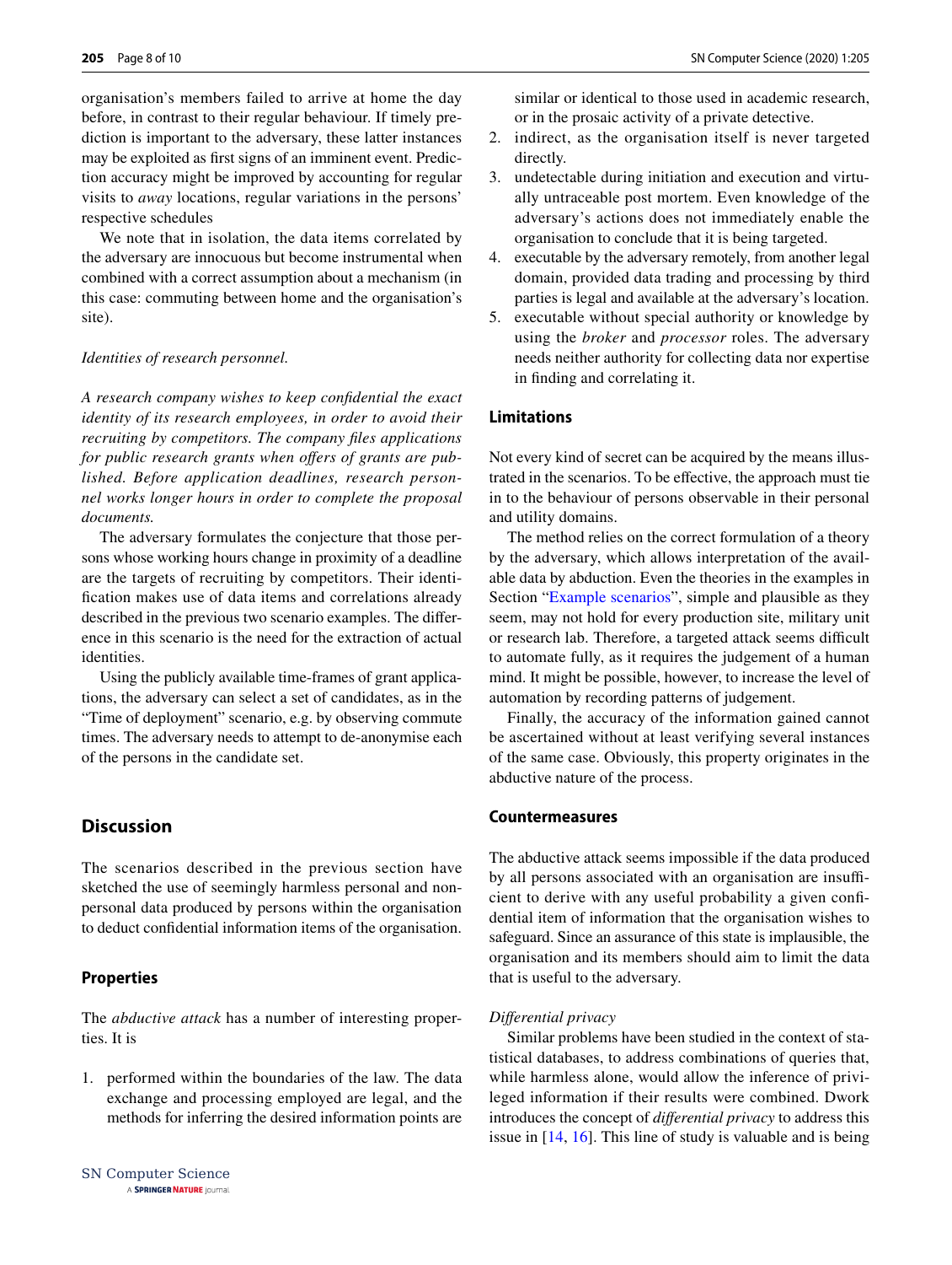organisation's members failed to arrive at home the day before, in contrast to their regular behaviour. If timely prediction is important to the adversary, these latter instances may be exploited as first signs of an imminent event. Prediction accuracy might be improved by accounting for regular visits to *away* locations, regular variations in the persons' respective schedules

We note that in isolation, the data items correlated by the adversary are innocuous but become instrumental when combined with a correct assumption about a mechanism (in this case: commuting between home and the organisation's site).

*Identities of research personnel.*

*A research company wishes to keep confidential the exact identity of its research employees, in order to avoid their recruiting by competitors. The company files applications for public research grants when offers of grants are published. Before application deadlines, research personnel works longer hours in order to complete the proposal documents.*

The adversary formulates the conjecture that those persons whose working hours change in proximity of a deadline are the targets of recruiting by competitors. Their identification makes use of data items and correlations already described in the previous two scenario examples. The difference in this scenario is the need for the extraction of actual identities.

Using the publicly available time-frames of grant applications, the adversary can select a set of candidates, as in the "Time of deployment" scenario, e.g. by observing commute times. The adversary needs to attempt to de-anonymise each of the persons in the candidate set.

## Discussion

The scenarios described in the previous section have sketched the use of seemingly harmless personal and non-personal data produced by persons within the organisation to deduct confidential information items of the organisation.

### Properties

The *abductive attack* has a number of interesting properties. It is

1. performed within the boundaries of the law. The data exchange and processing employed are legal, and the methods for inferring the desired information points are similar or identical to those used in academic research, or in the prosaic activity of a private detective.
2. indirect, as the organisation itself is never targeted directly.
3. undetectable during initiation and execution and virtually untraceable post mortem. Even knowledge of the adversary's actions does not immediately enable the organisation to conclude that it is being targeted.
4. executable by the adversary remotely, from another legal domain, provided data trading and processing by third parties is legal and available at the adversary's location.
5. executable without special authority or knowledge by using the *broker* and *processor* roles. The adversary needs neither authority for collecting data nor expertise in finding and correlating it.

### Limitations

Not every kind of secret can be acquired by the means illustrated in the scenarios. To be effective, the approach must tie in to the behaviour of persons observable in their personal and utility domains.

The method relies on the correct formulation of a theory by the adversary, which allows interpretation of the available data by abduction. Even the theories in the examples in Section "Example scenarios", simple and plausible as they seem, may not hold for every production site, military unit or research lab. Therefore, a targeted attack seems difficult to automate fully, as it requires the judgement of a human mind. It might be possible, however, to increase the level of automation by recording patterns of judgement.

Finally, the accuracy of the information gained cannot be ascertained without at least verifying several instances of the same case. Obviously, this property originates in the abductive nature of the process.

### Countermeasures

The abductive attack seems impossible if the data produced by all persons associated with an organisation are insufficient to derive with any useful probability a given confidential item of information that the organisation wishes to safeguard. Since an assurance of this state is implausible, the organisation and its members should aim to limit the data that is useful to the adversary.

*Differential privacy*

Similar problems have been studied in the context of statistical databases, to address combinations of queries that, while harmless alone, would allow the inference of privileged information if their results were combined. Dwork introduces the concept of *differential privacy* to address this issue in [14, 16]. This line of study is valuable and is being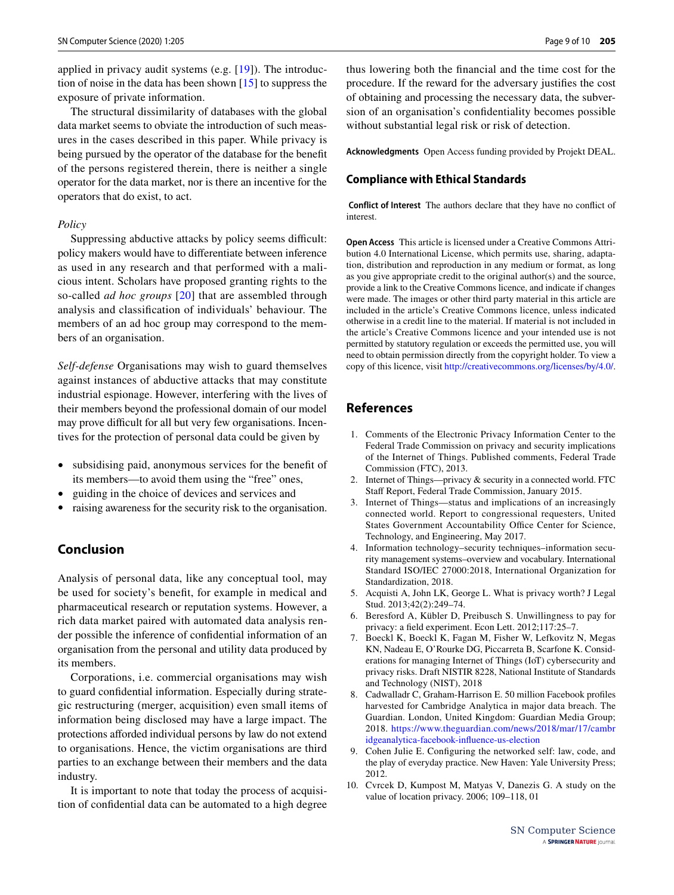applied in privacy audit systems (e.g. [19]). The introduction of noise in the data has been shown [15] to suppress the exposure of private information.

The structural dissimilarity of databases with the global data market seems to obviate the introduction of such measures in the cases described in this paper. While privacy is being pursued by the operator of the database for the benefit of the persons registered therein, there is neither a single operator for the data market, nor is there an incentive for the operators that do exist, to act.

*Policy*

Suppressing abductive attacks by policy seems difficult: policy makers would have to differentiate between inference as used in any research and that performed with a malicious intent. Scholars have proposed granting rights to the so-called *ad hoc groups* [20] that are assembled through analysis and classification of individuals' behaviour. The members of an ad hoc group may correspond to the members of an organisation.

*Self-defense* Organisations may wish to guard themselves against instances of abductive attacks that may constitute industrial espionage. However, interfering with the lives of their members beyond the professional domain of our model may prove difficult for all but very few organisations. Incentives for the protection of personal data could be given by

- subsidising paid, anonymous services for the benefit of its members—to avoid them using the "free" ones,
- guiding in the choice of devices and services and
- raising awareness for the security risk to the organisation.

## Conclusion

Analysis of personal data, like any conceptual tool, may be used for society's benefit, for example in medical and pharmaceutical research or reputation systems. However, a rich data market paired with automated data analysis render possible the inference of confidential information of an organisation from the personal and utility data produced by its members.

Corporations, i.e. commercial organisations may wish to guard confidential information. Especially during strategic restructuring (merger, acquisition) even small items of information being disclosed may have a large impact. The protections afforded individual persons by law do not extend to organisations. Hence, the victim organisations are third parties to an exchange between their members and the data industry.

It is important to note that today the process of acquisition of confidential data can be automated to a high degree thus lowering both the financial and the time cost for the procedure. If the reward for the adversary justifies the cost of obtaining and processing the necessary data, the subversion of an organisation's confidentiality becomes possible without substantial legal risk or risk of detection.

**Acknowledgments** Open Access funding provided by Projekt DEAL.

## Compliance with Ethical Standards

**Conflict of Interest** The authors declare that they have no conflict of interest.

**Open Access** This article is licensed under a Creative Commons Attribution 4.0 International License, which permits use, sharing, adaptation, distribution and reproduction in any medium or format, as long as you give appropriate credit to the original author(s) and the source, provide a link to the Creative Commons licence, and indicate if changes were made. The images or other third party material in this article are included in the article's Creative Commons licence, unless indicated otherwise in a credit line to the material. If material is not included in the article's Creative Commons licence and your intended use is not permitted by statutory regulation or exceeds the permitted use, you will need to obtain permission directly from the copyright holder. To view a copy of this licence, visit http://creativecommons.org/licenses/by/4.0/.

## References

1. Comments of the Electronic Privacy Information Center to the Federal Trade Commission on privacy and security implications of the Internet of Things. Published comments, Federal Trade Commission (FTC), 2013.
2. Internet of Things—privacy & security in a connected world. FTC Staff Report, Federal Trade Commission, January 2015.
3. Internet of Things—status and implications of an increasingly connected world. Report to congressional requesters, United States Government Accountability Office Center for Science, Technology, and Engineering, May 2017.
4. Information technology–security techniques–information security management systems–overview and vocabulary. International Standard ISO/IEC 27000:2018, International Organization for Standardization, 2018.
5. Acquisti A, John LK, George L. What is privacy worth? J Legal Stud. 2013;42(2):249–74.
6. Beresford A, Kübler D, Preibusch S. Unwillingness to pay for privacy: a field experiment. Econ Lett. 2012;117:25–7.
7. Boeckl K, Boeckl K, Fagan M, Fisher W, Lefkovitz N, Megas KN, Nadeau E, O'Rourke DG, Piccarreta B, Scarfone K. Considerations for managing Internet of Things (IoT) cybersecurity and privacy risks. Draft NISTIR 8228, National Institute of Standards and Technology (NIST), 2018
8. Cadwalladr C, Graham-Harrison E. 50 million Facebook profiles harvested for Cambridge Analytica in major data breach. The Guardian. London, United Kingdom: Guardian Media Group; 2018. https://www.theguardian.com/news/2018/mar/17/cambridgeanalytica-facebook-influence-us-election
9. Cohen Julie E. Configuring the networked self: law, code, and the play of everyday practice. New Haven: Yale University Press; 2012.
10. Cvrcek D, Kumpost M, Matyas V, Danezis G. A study on the value of location privacy. 2006; 109–118, 01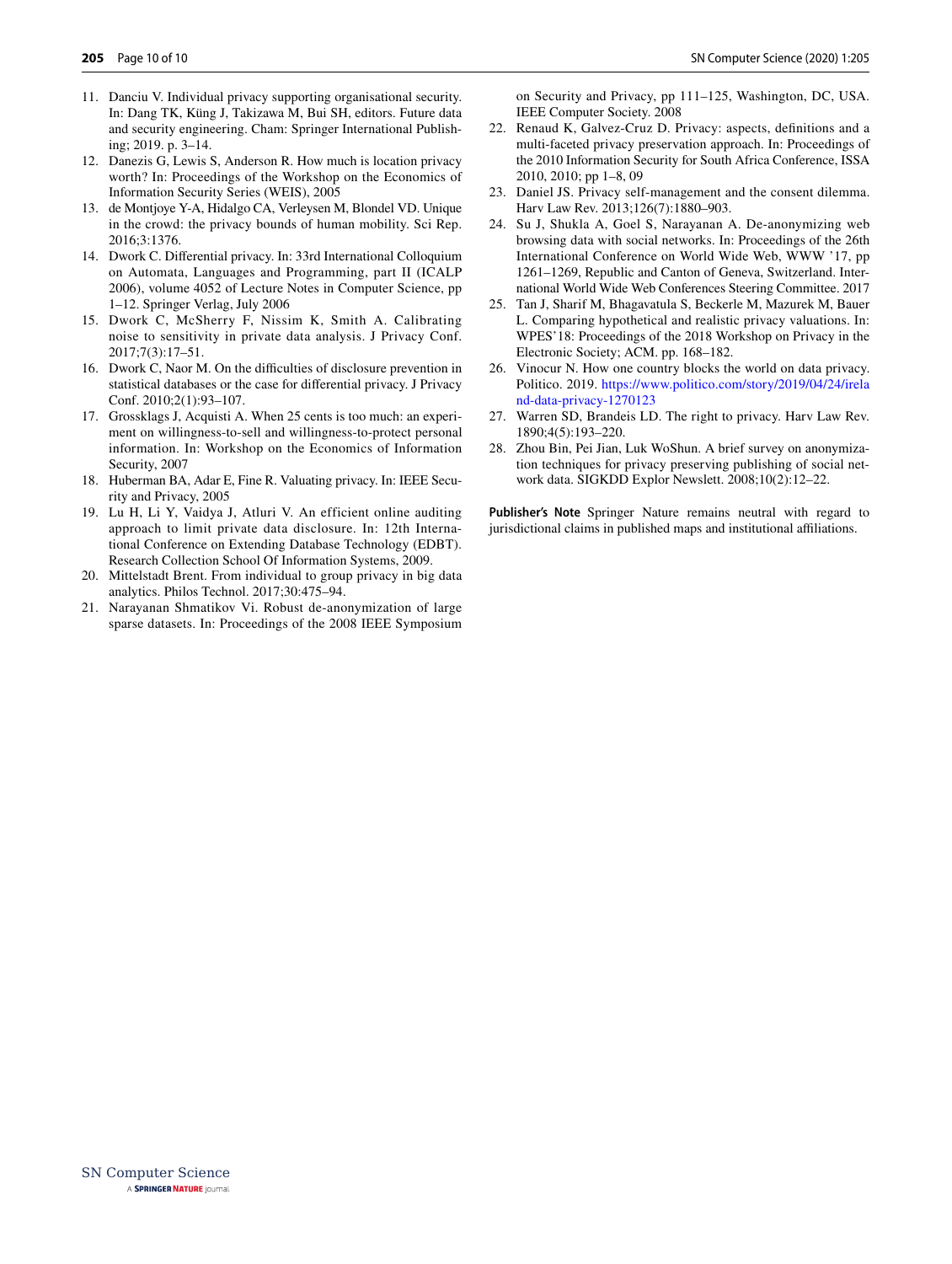11. Danciu V. Individual privacy supporting organisational security. In: Dang TK, Küng J, Takizawa M, Bui SH, editors. Future data and security engineering. Cham: Springer International Publishing; 2019. p. 3–14.
12. Danezis G, Lewis S, Anderson R. How much is location privacy worth? In: Proceedings of the Workshop on the Economics of Information Security Series (WEIS), 2005
13. de Montjoye Y-A, Hidalgo CA, Verleysen M, Blondel VD. Unique in the crowd: the privacy bounds of human mobility. Sci Rep. 2016;3:1376.
14. Dwork C. Differential privacy. In: 33rd International Colloquium on Automata, Languages and Programming, part II (ICALP 2006), volume 4052 of Lecture Notes in Computer Science, pp 1–12. Springer Verlag, July 2006
15. Dwork C, McSherry F, Nissim K, Smith A. Calibrating noise to sensitivity in private data analysis. J Privacy Conf. 2017;7(3):17–51.
16. Dwork C, Naor M. On the difficulties of disclosure prevention in statistical databases or the case for differential privacy. J Privacy Conf. 2010;2(1):93–107.
17. Grossklags J, Acquisti A. When 25 cents is too much: an experiment on willingness-to-sell and willingness-to-protect personal information. In: Workshop on the Economics of Information Security, 2007
18. Huberman BA, Adar E, Fine R. Valuating privacy. In: IEEE Security and Privacy, 2005
19. Lu H, Li Y, Vaidya J, Atluri V. An efficient online auditing approach to limit private data disclosure. In: 12th International Conference on Extending Database Technology (EDBT). Research Collection School Of Information Systems, 2009.
20. Mittelstadt Brent. From individual to group privacy in big data analytics. Philos Technol. 2017;30:475–94.
21. Narayanan Shmatikov Vi. Robust de-anonymization of large sparse datasets. In: Proceedings of the 2008 IEEE Symposium on Security and Privacy, pp 111–125, Washington, DC, USA. IEEE Computer Society. 2008
22. Renaud K, Galvez-Cruz D. Privacy: aspects, definitions and a multi-faceted privacy preservation approach. In: Proceedings of the 2010 Information Security for South Africa Conference, ISSA 2010, 2010; pp 1–8, 09
23. Daniel JS. Privacy self-management and the consent dilemma. Harv Law Rev. 2013;126(7):1880–903.
24. Su J, Shukla A, Goel S, Narayanan A. De-anonymizing web browsing data with social networks. In: Proceedings of the 26th International Conference on World Wide Web, WWW '17, pp 1261–1269, Republic and Canton of Geneva, Switzerland. International World Wide Web Conferences Steering Committee. 2017
25. Tan J, Sharif M, Bhagavatula S, Beckerle M, Mazurek M, Bauer L. Comparing hypothetical and realistic privacy valuations. In: WPES'18: Proceedings of the 2018 Workshop on Privacy in the Electronic Society; ACM. pp. 168–182.
26. Vinocur N. How one country blocks the world on data privacy. Politico. 2019. https://www.politico.com/story/2019/04/24/ireland-data-privacy-1270123
27. Warren SD, Brandeis LD. The right to privacy. Harv Law Rev. 1890;4(5):193–220.
28. Zhou Bin, Pei Jian, Luk WoShun. A brief survey on anonymization techniques for privacy preserving publishing of social network data. SIGKDD Explor Newslett. 2008;10(2):12–22.

**Publisher's Note** Springer Nature remains neutral with regard to jurisdictional claims in published maps and institutional affiliations.